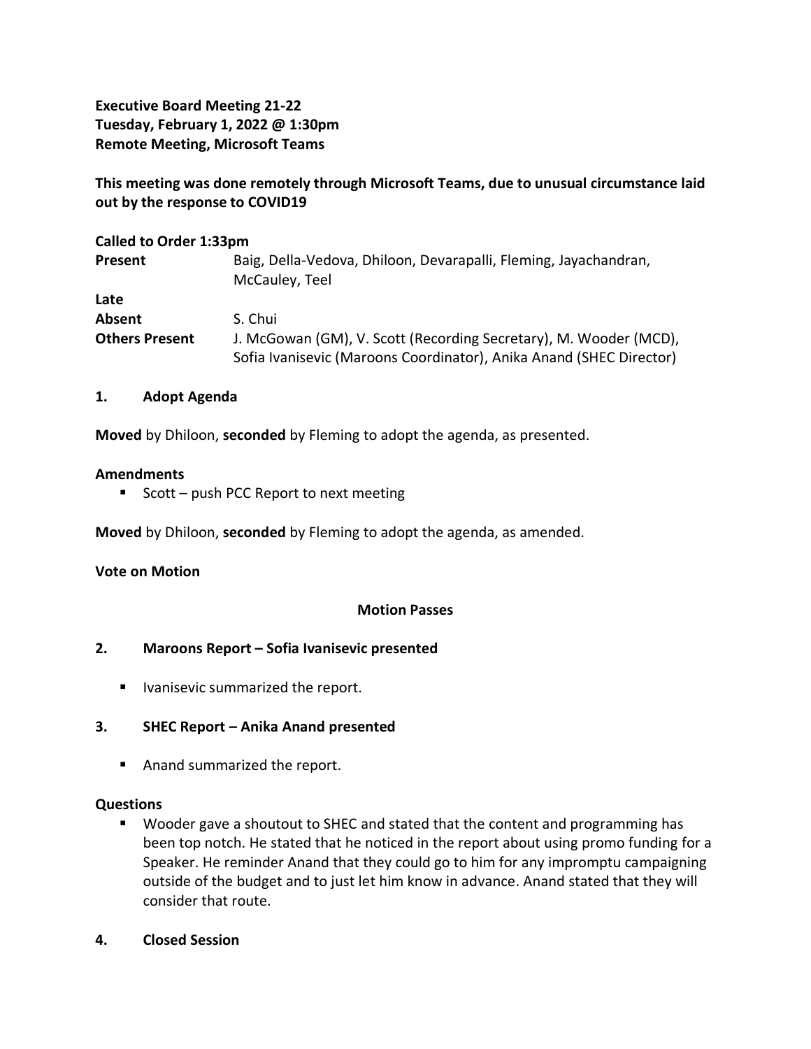**Executive Board Meeting 21-22**
**Tuesday, February 1, 2022 @ 1:30pm**
**Remote Meeting, Microsoft Teams**

**This meeting was done remotely through Microsoft Teams, due to unusual circumstance laid out by the response to COVID19**

**Called to Order 1:33pm**

| | |
|---|---|
| **Present** | Baig, Della-Vedova, Dhiloon, Devarapalli, Fleming, Jayachandran, McCauley, Teel |
| **Late** | |
| **Absent** | S. Chui |
| **Others Present** | J. McGowan (GM), V. Scott (Recording Secretary), M. Wooder (MCD), Sofia Ivanisevic (Maroons Coordinator), Anika Anand (SHEC Director) |

## 1. Adopt Agenda

**Moved** by Dhiloon, **seconded** by Fleming to adopt the agenda, as presented.

**Amendments**

- Scott – push PCC Report to next meeting

**Moved** by Dhiloon, **seconded** by Fleming to adopt the agenda, as amended.

**Vote on Motion**

**Motion Passes**

## 2. Maroons Report – Sofia Ivanisevic presented

- Ivanisevic summarized the report.

## 3. SHEC Report – Anika Anand presented

- Anand summarized the report.

**Questions**

- Wooder gave a shoutout to SHEC and stated that the content and programming has been top notch. He stated that he noticed in the report about using promo funding for a Speaker. He reminder Anand that they could go to him for any impromptu campaigning outside of the budget and to just let him know in advance. Anand stated that they will consider that route.

## 4. Closed Session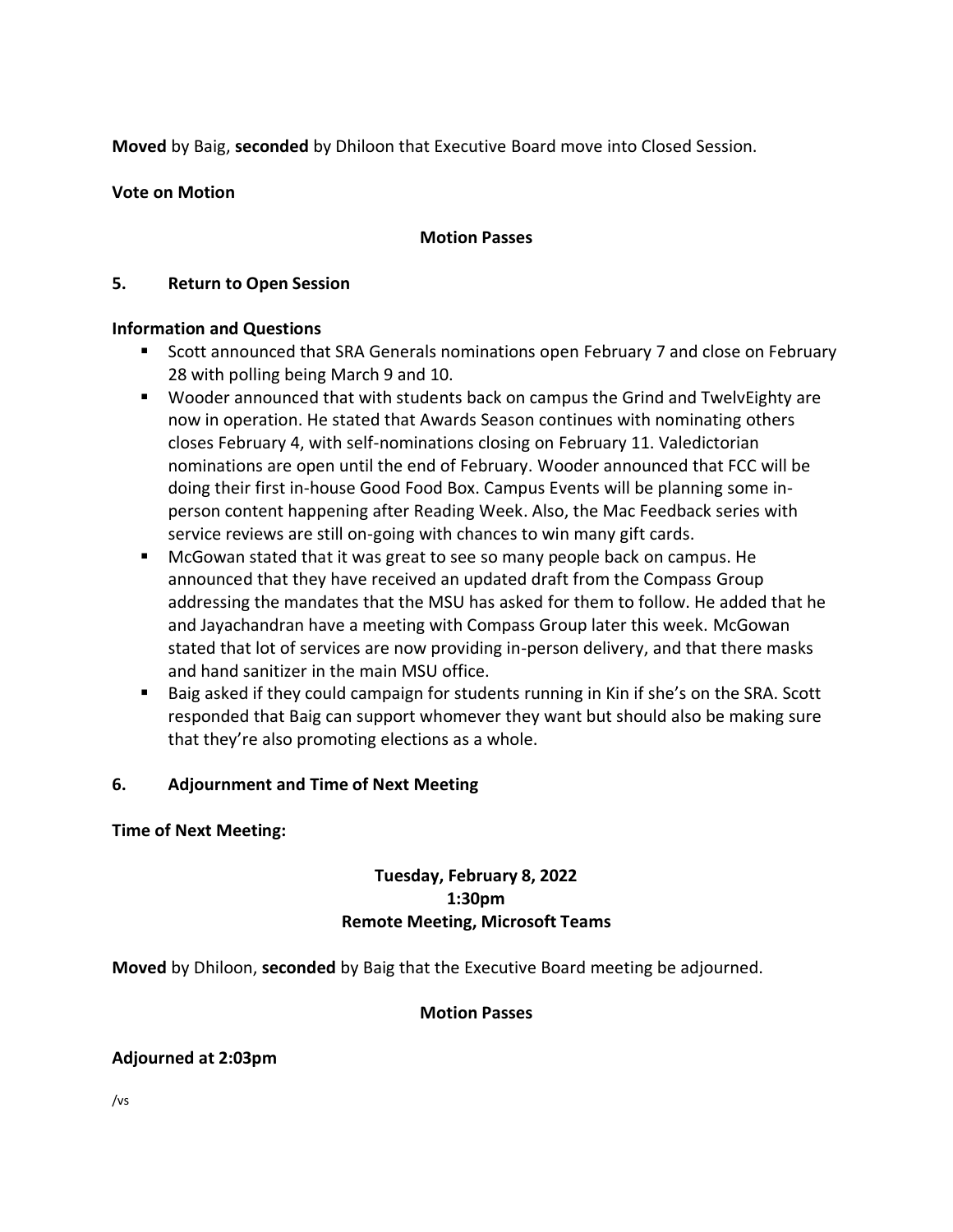**Moved** by Baig, **seconded** by Dhiloon that Executive Board move into Closed Session.

**Vote on Motion**

**Motion Passes**

## 5. Return to Open Session

**Information and Questions**

- Scott announced that SRA Generals nominations open February 7 and close on February 28 with polling being March 9 and 10.
- Wooder announced that with students back on campus the Grind and TwelvEighty are now in operation. He stated that Awards Season continues with nominating others closes February 4, with self-nominations closing on February 11. Valedictorian nominations are open until the end of February. Wooder announced that FCC will be doing their first in-house Good Food Box. Campus Events will be planning some in-person content happening after Reading Week. Also, the Mac Feedback series with service reviews are still on-going with chances to win many gift cards.
- McGowan stated that it was great to see so many people back on campus. He announced that they have received an updated draft from the Compass Group addressing the mandates that the MSU has asked for them to follow. He added that he and Jayachandran have a meeting with Compass Group later this week. McGowan stated that lot of services are now providing in-person delivery, and that there masks and hand sanitizer in the main MSU office.
- Baig asked if they could campaign for students running in Kin if she's on the SRA. Scott responded that Baig can support whomever they want but should also be making sure that they're also promoting elections as a whole.

## 6. Adjournment and Time of Next Meeting

**Time of Next Meeting:**

**Tuesday, February 8, 2022**
**1:30pm**
**Remote Meeting, Microsoft Teams**

**Moved** by Dhiloon, **seconded** by Baig that the Executive Board meeting be adjourned.

**Motion Passes**

**Adjourned at 2:03pm**

/vs